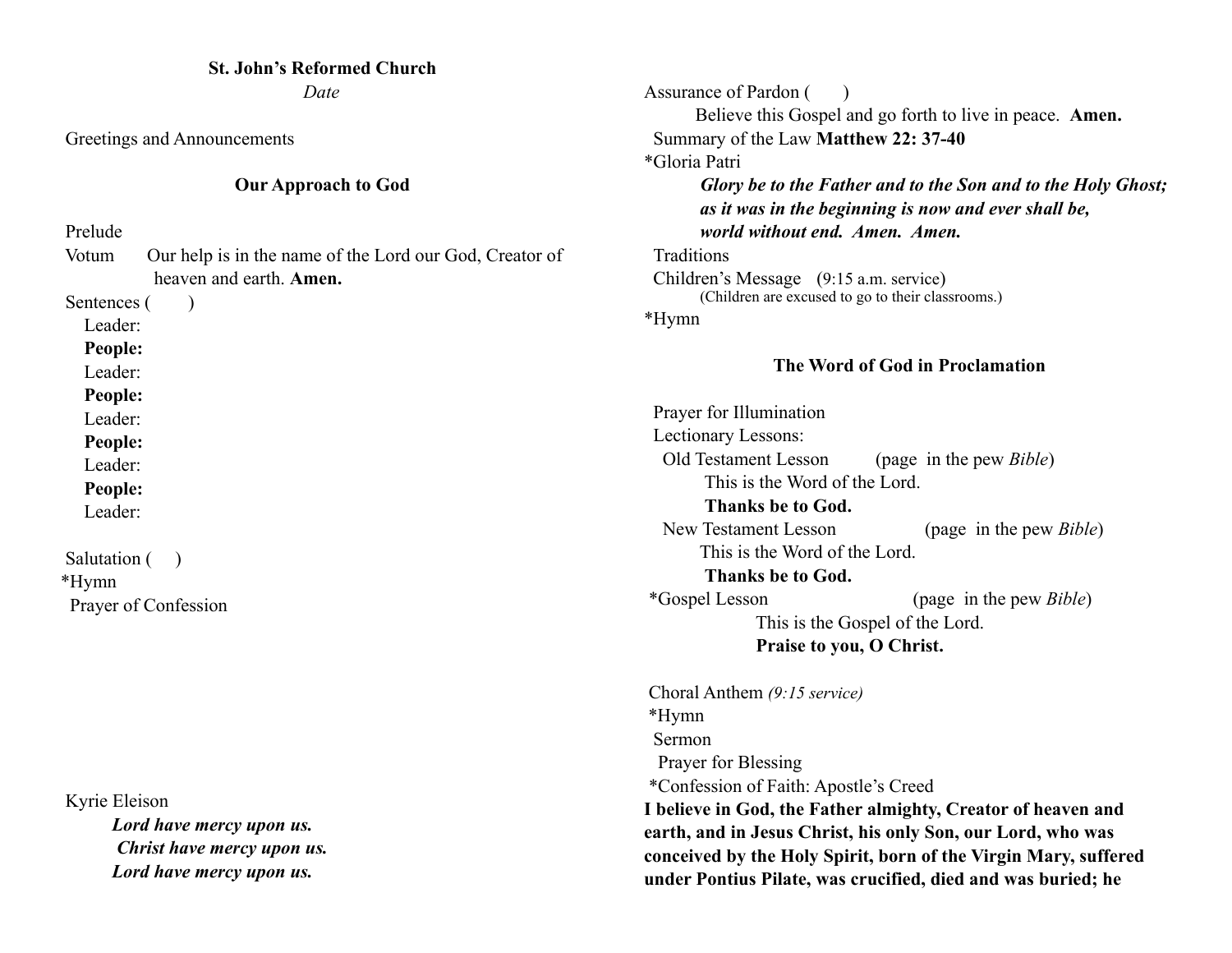**St. John's Reformed Church**

*Date*

Greetings and Announcements

**Our Approach to God**

Prelude

Votum    Our help is in the name of the Lord our God, Creator of heaven and earth. **Amen.**

Sentences (     )

Leader:

**People:**

Leader:

**People:**

Leader:

**People:**

Leader:

**People:**

Leader:

Salutation (   )

*Hymn

Prayer of Confession

Kyrie Eleison

***Lord have mercy upon us.***

***Christ have mercy upon us.***

***Lord have mercy upon us.***

Assurance of Pardon (     )

Believe this Gospel and go forth to live in peace. **Amen.**

Summary of the Law **Matthew 22: 37-40**

*Gloria Patri

***Glory be to the Father and to the Son and to the Holy Ghost;***
***as it was in the beginning is now and ever shall be,***
***world without end. Amen. Amen.***

Traditions

Children's Message   (9:15 a.m. service)

(Children are excused to go to their classrooms.)

*Hymn

**The Word of God in Proclamation**

Prayer for Illumination

Lectionary Lessons:

Old Testament Lesson       (page  in the pew *Bible*)

This is the Word of the Lord.

**Thanks be to God.**

New Testament Lesson       (page  in the pew *Bible*)

This is the Word of the Lord.

**Thanks be to God.**

*Gospel Lesson       (page  in the pew *Bible*)

This is the Gospel of the Lord.

**Praise to you, O Christ.**

Choral Anthem *(9:15 service)*

*Hymn

Sermon

Prayer for Blessing

*Confession of Faith: Apostle's Creed

**I believe in God, the Father almighty, Creator of heaven and earth, and in Jesus Christ, his only Son, our Lord, who was conceived by the Holy Spirit, born of the Virgin Mary, suffered under Pontius Pilate, was crucified, died and was buried; he**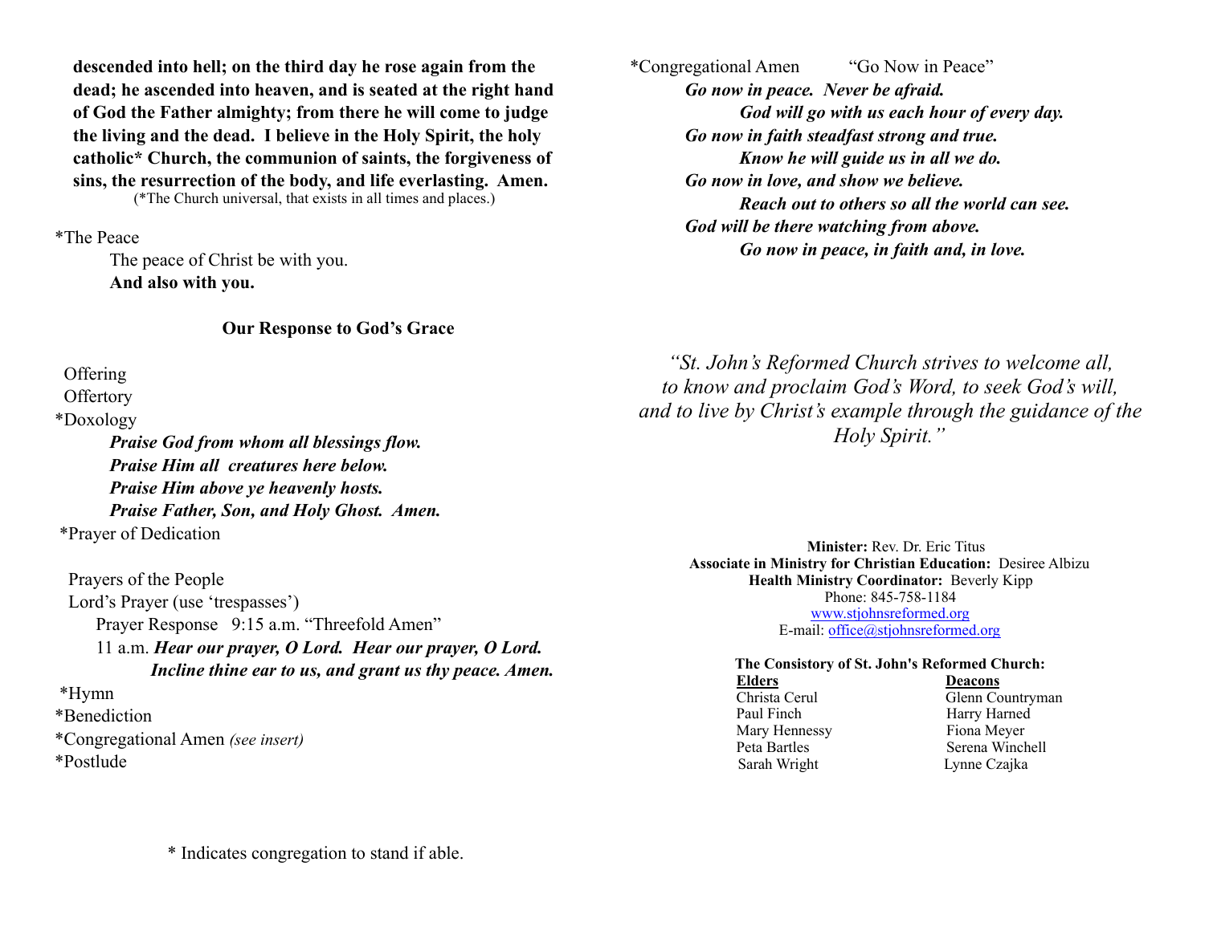**descended into hell; on the third day he rose again from the dead; he ascended into heaven, and is seated at the right hand of God the Father almighty; from there he will come to judge the living and the dead. I believe in the Holy Spirit, the holy catholic* Church, the communion of saints, the forgiveness of sins, the resurrection of the body, and life everlasting. Amen.**

(*The Church universal, that exists in all times and places.)

*The Peace

The peace of Christ be with you.

**And also with you.**

**Our Response to God's Grace**

Offering

Offertory

*Doxology

***Praise God from whom all blessings flow.***
***Praise Him all creatures here below.***
***Praise Him above ye heavenly hosts.***
***Praise Father, Son, and Holy Ghost. Amen.***

*Prayer of Dedication

Prayers of the People

Lord's Prayer (use 'trespasses')

Prayer Response 9:15 a.m. "Threefold Amen"

11 a.m. ***Hear our prayer, O Lord. Hear our prayer, O Lord. Incline thine ear to us, and grant us thy peace. Amen.***

*Hymn

*Benediction

*Congregational Amen *(see insert)*

*Postlude

\* Indicates congregation to stand if able.

*Congregational Amen "Go Now in Peace"

***Go now in peace. Never be afraid.***
***God will go with us each hour of every day.***
***Go now in faith steadfast strong and true.***
***Know he will guide us in all we do.***
***Go now in love, and show we believe.***
***Reach out to others so all the world can see.***
***God will be there watching from above.***
***Go now in peace, in faith and, in love.***

*"St. John's Reformed Church strives to welcome all, to know and proclaim God's Word, to seek God's will, and to live by Christ's example through the guidance of the Holy Spirit."*

**Minister:** Rev. Dr. Eric Titus
**Associate in Ministry for Christian Education:** Desiree Albizu
**Health Ministry Coordinator:** Beverly Kipp
Phone: 845-758-1184
www.stjohnsreformed.org
E-mail: office@stjohnsreformed.org

**The Consistory of St. John's Reformed Church:**

| **Elders** | **Deacons** |
| --- | --- |
| Christa Cerul | Glenn Countryman |
| Paul Finch | Harry Harned |
| Mary Hennessy | Fiona Meyer |
| Peta Bartles | Serena Winchell |
| Sarah Wright | Lynne Czajka |